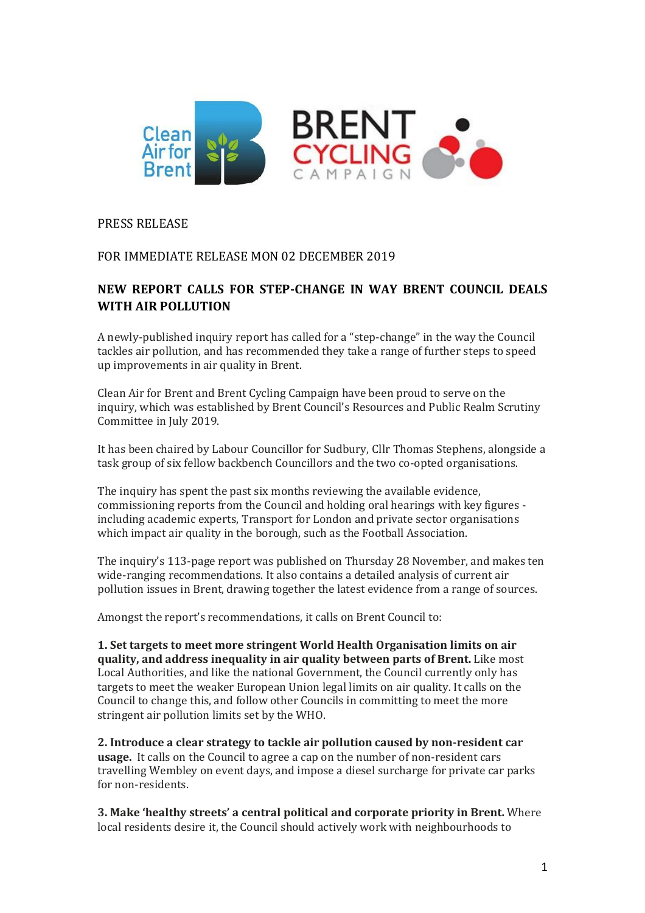PRESS RELEASE

FOR IMMEDIATE RELEASE MON 02 DECEMBER 2019

## NEW REPORT CALLS FOR STEP-CHANGE IN WAY BRENT COUNCIL DEALS WITH AIR POLLUTION

A newly-published inquiry report has called for a "step-change" in the way the Council tackles air pollution, and has recommended they take a range of further steps to speed up improvements in air quality in Brent.

Clean Air for Brent and Brent Cycling Campaign have been proud to serve on the inquiry, which was established by Brent Council's Resources and Public Realm Scrutiny Committee in July 2019.

It has been chaired by Labour Councillor for Sudbury, Cllr Thomas Stephens, alongside a task group of six fellow backbench Councillors and the two co-opted organisations.

The inquiry has spent the past six months reviewing the available evidence, commissioning reports from the Council and holding oral hearings with key figures - including academic experts, Transport for London and private sector organisations which impact air quality in the borough, such as the Football Association.

The inquiry's 113-page report was published on Thursday 28 November, and makes ten wide-ranging recommendations. It also contains a detailed analysis of current air pollution issues in Brent, drawing together the latest evidence from a range of sources.

Amongst the report's recommendations, it calls on Brent Council to:

**1. Set targets to meet more stringent World Health Organisation limits on air quality, and address inequality in air quality between parts of Brent.** Like most Local Authorities, and like the national Government, the Council currently only has targets to meet the weaker European Union legal limits on air quality. It calls on the Council to change this, and follow other Councils in committing to meet the more stringent air pollution limits set by the WHO.

**2. Introduce a clear strategy to tackle air pollution caused by non-resident car usage.** It calls on the Council to agree a cap on the number of non-resident cars travelling Wembley on event days, and impose a diesel surcharge for private car parks for non-residents.

**3. Make 'healthy streets' a central political and corporate priority in Brent.** Where local residents desire it, the Council should actively work with neighbourhoods to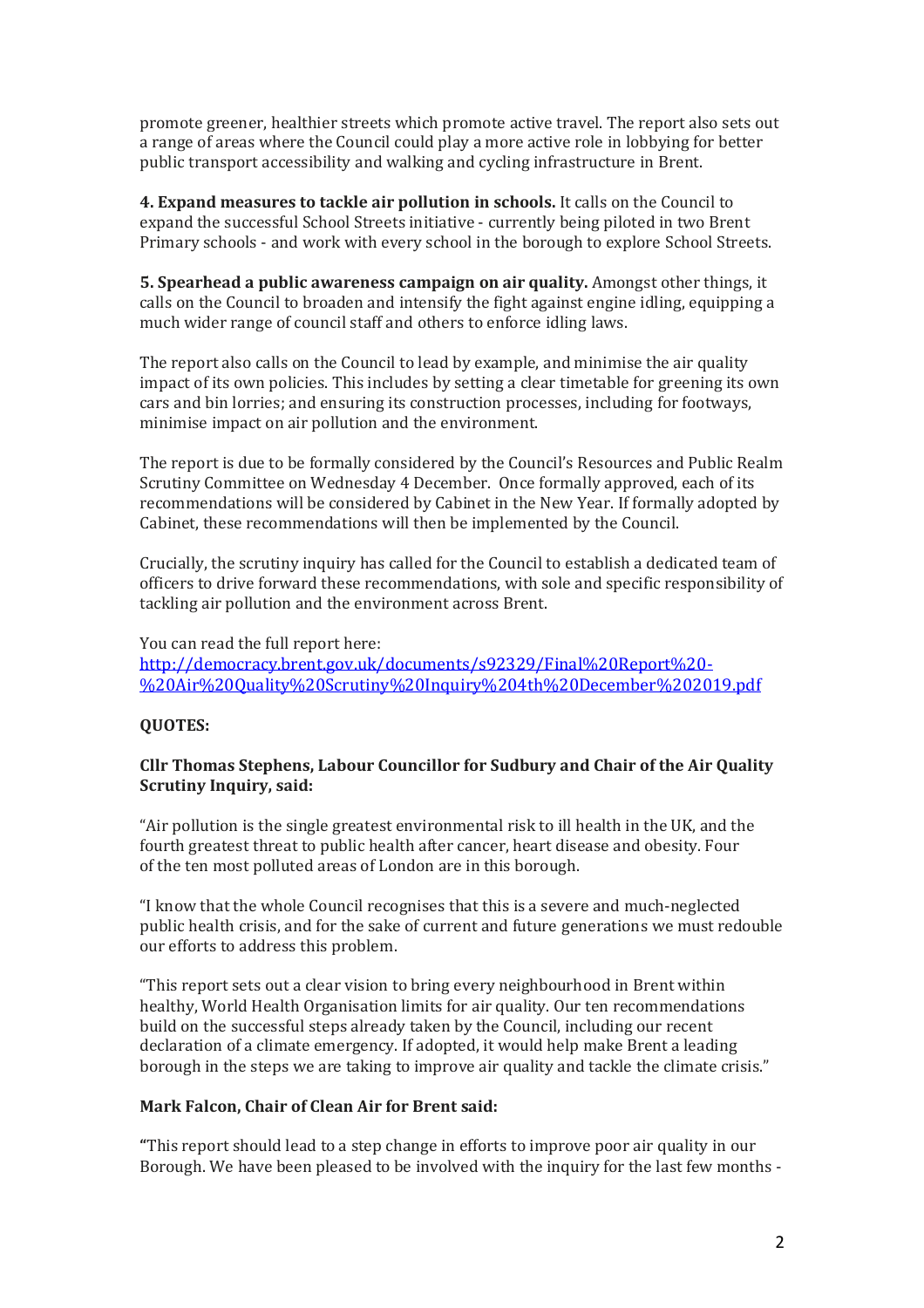promote greener, healthier streets which promote active travel. The report also sets out a range of areas where the Council could play a more active role in lobbying for better public transport accessibility and walking and cycling infrastructure in Brent.

**4. Expand measures to tackle air pollution in schools.** It calls on the Council to expand the successful School Streets initiative - currently being piloted in two Brent Primary schools - and work with every school in the borough to explore School Streets.

**5. Spearhead a public awareness campaign on air quality.** Amongst other things, it calls on the Council to broaden and intensify the fight against engine idling, equipping a much wider range of council staff and others to enforce idling laws.

The report also calls on the Council to lead by example, and minimise the air quality impact of its own policies. This includes by setting a clear timetable for greening its own cars and bin lorries; and ensuring its construction processes, including for footways, minimise impact on air pollution and the environment.

The report is due to be formally considered by the Council's Resources and Public Realm Scrutiny Committee on Wednesday 4 December. Once formally approved, each of its recommendations will be considered by Cabinet in the New Year. If formally adopted by Cabinet, these recommendations will then be implemented by the Council.

Crucially, the scrutiny inquiry has called for the Council to establish a dedicated team of officers to drive forward these recommendations, with sole and specific responsibility of tackling air pollution and the environment across Brent.

You can read the full report here:
[http://democracy.brent.gov.uk/documents/s92329/Final%20Report%20-%20Air%20Quality%20Scrutiny%20Inquiry%204th%20December%202019.pdf](http://democracy.brent.gov.uk/documents/s92329/Final%20Report%20-%20Air%20Quality%20Scrutiny%20Inquiry%204th%20December%202019.pdf)

**QUOTES:**

**Cllr Thomas Stephens, Labour Councillor for Sudbury and Chair of the Air Quality Scrutiny Inquiry, said:**

"Air pollution is the single greatest environmental risk to ill health in the UK, and the fourth greatest threat to public health after cancer, heart disease and obesity. Four of the ten most polluted areas of London are in this borough.

"I know that the whole Council recognises that this is a severe and much-neglected public health crisis, and for the sake of current and future generations we must redouble our efforts to address this problem.

"This report sets out a clear vision to bring every neighbourhood in Brent within healthy, World Health Organisation limits for air quality. Our ten recommendations build on the successful steps already taken by the Council, including our recent declaration of a climate emergency. If adopted, it would help make Brent a leading borough in the steps we are taking to improve air quality and tackle the climate crisis."

**Mark Falcon, Chair of Clean Air for Brent said:**

"This report should lead to a step change in efforts to improve poor air quality in our Borough. We have been pleased to be involved with the inquiry for the last few months -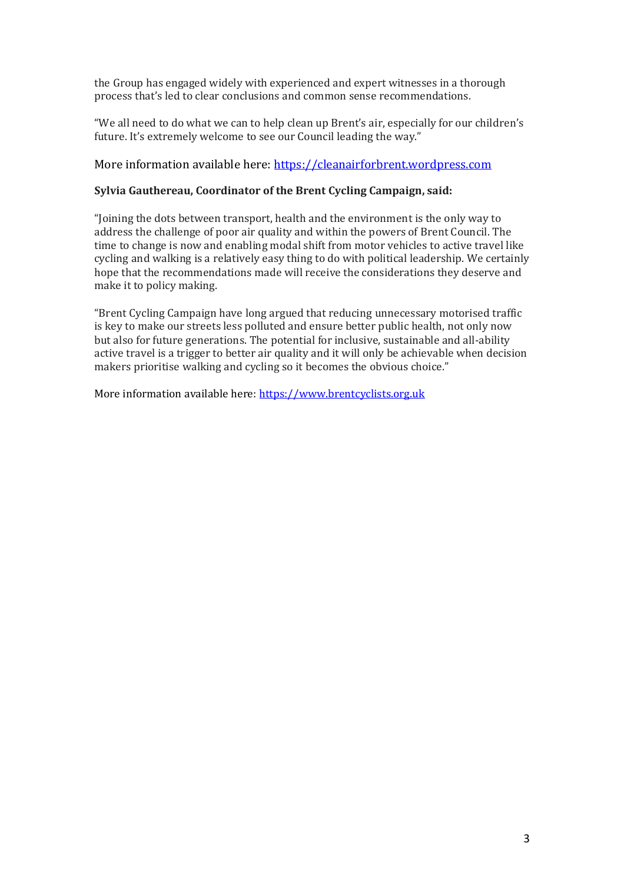the Group has engaged widely with experienced and expert witnesses in a thorough process that's led to clear conclusions and common sense recommendations.

"We all need to do what we can to help clean up Brent's air, especially for our children's future. It's extremely welcome to see our Council leading the way."

More information available here: https://cleanairforbrent.wordpress.com

**Sylvia Gauthereau, Coordinator of the Brent Cycling Campaign, said:**

"Joining the dots between transport, health and the environment is the only way to address the challenge of poor air quality and within the powers of Brent Council. The time to change is now and enabling modal shift from motor vehicles to active travel like cycling and walking is a relatively easy thing to do with political leadership. We certainly hope that the recommendations made will receive the considerations they deserve and make it to policy making.

"Brent Cycling Campaign have long argued that reducing unnecessary motorised traffic is key to make our streets less polluted and ensure better public health, not only now but also for future generations. The potential for inclusive, sustainable and all-ability active travel is a trigger to better air quality and it will only be achievable when decision makers prioritise walking and cycling so it becomes the obvious choice."

More information available here: https://www.brentcyclists.org.uk